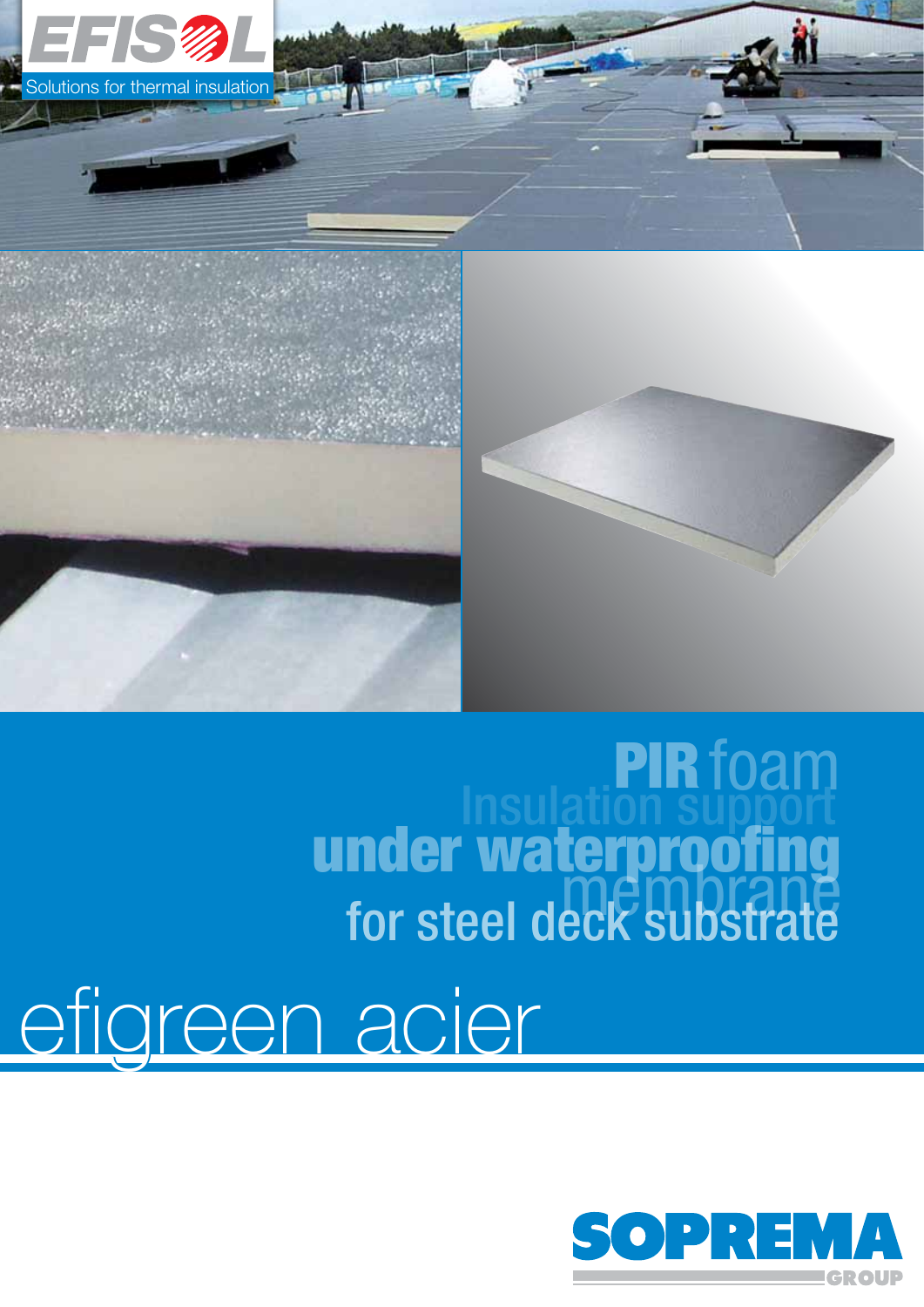EFISOL

Solutions for thermal insulation

**PIR** foam

Insulation support

**under waterproofing**

membrane

for steel deck substrate

# efigreen acier

SOPREMA GROUP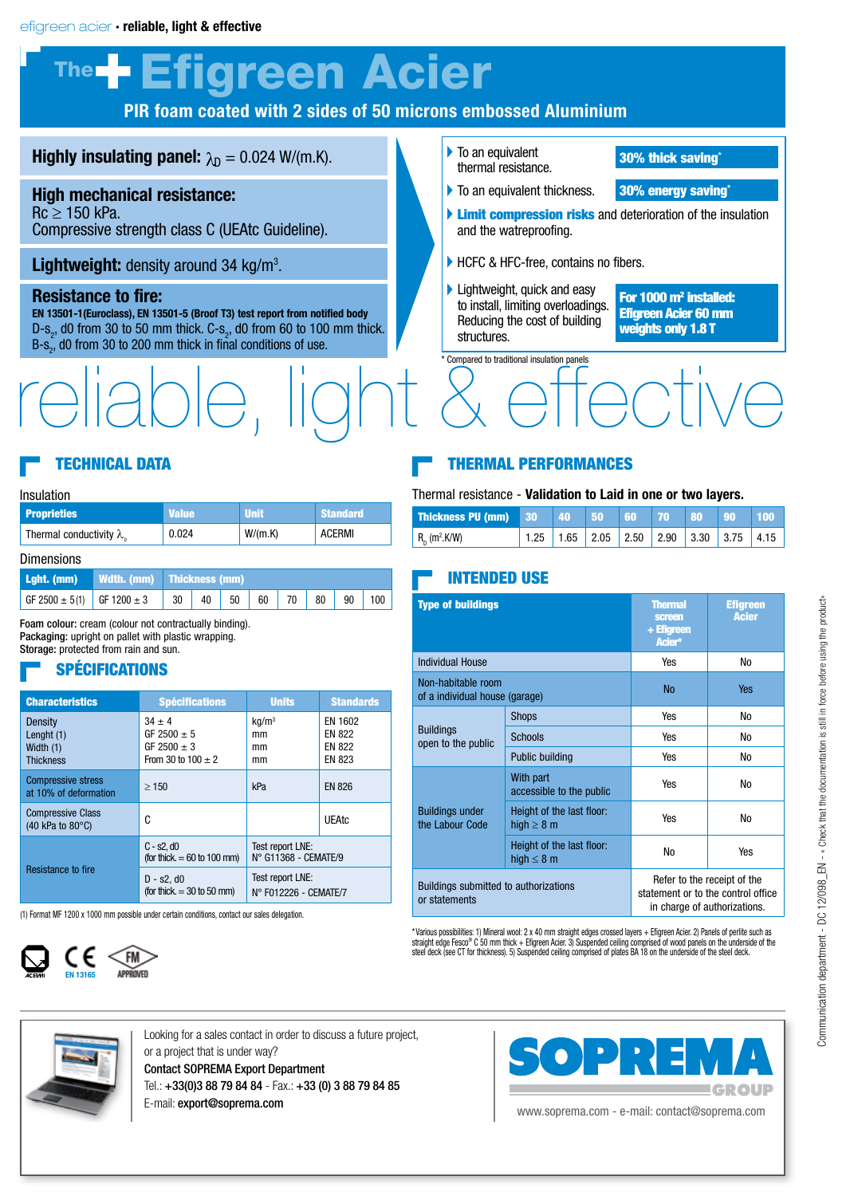# The + Efigreen Acier

**PIR foam coated with 2 sides of 50 microns embossed Aluminium**

**Highly insulating panel:** $\lambda_D$ = 0.024 W/(m.K).

**High mechanical resistance:**
Rc ≥ 150 kPa.
Compressive strength class C (UEAtc Guideline).

**Lightweight:** density around 34 kg/m³.

**Resistance to fire:**
**EN 13501-1(Euroclass), EN 13501-5 (Broof T3) test report from notified body**
D-$s_2$, d0 from 30 to 50 mm thick. C-$s_2$, d0 from 60 to 100 mm thick.
B-$s_2$, d0 from 30 to 200 mm thick in final conditions of use.

- To an equivalent thermal resistance. **30% thick saving***
- To an equivalent thickness. **30% energy saving***
- **Limit compression risks** and deterioration of the insulation and the watreproofing.
- HCFC & HFC-free, contains no fibers.
- Lightweight, quick and easy to install, limiting overloadings. Reducing the cost of building structures. **For 1000 m² installed: Efigreen Acier 60 mm weights only 1.8 T**

\* Compared to traditional insulation panels

# reliable, light & effective

## TECHNICAL DATA

Insulation

| Proprieties | Value | Unit | Standard |
|---|---|---|---|
| Thermal conductivity $\lambda_D$ | 0.024 | W/(m.K) | ACERMI |

Dimensions

| Lght. (mm) | Wdth. (mm) | Thickness (mm) | | | | | | | |
|---|---|---|---|---|---|---|---|---|---|
| GF 2500 ± 5 (1) | GF 1200 ± 3 | 30 | 40 | 50 | 60 | 70 | 80 | 90 | 100 |

**Foam colour:** cream (colour not contractually binding).
**Packaging:** upright on pallet with plastic wrapping.
**Storage:** protected from rain and sun.

## SPÉCIFICATIONS

| Characteristics | Spécifications | Units | Standards |
|---|---|---|---|
| Density<br>Lenght (1)<br>Width (1)<br>Thickness | 34 ± 4<br>GF 2500 ± 5<br>GF 2500 ± 3<br>From 30 to 100 ± 2 | kg/m³<br>mm<br>mm<br>mm | EN 1602<br>EN 822<br>EN 822<br>EN 823 |
| Compressive stress at 10% of deformation | ≥ 150 | kPa | EN 826 |
| Compressive Class (40 kPa to 80°C) | C | | UEAtc |
| Resistance to fire | C - s2, d0 (for thick. = 60 to 100 mm) | Test report LNE: N° G11368 - CEMATE/9 | |
| | D - s2, d0 (for thick. = 30 to 50 mm) | Test report LNE: N° F012226 - CEMATE/7 | |

(1) Format MF 1200 x 1000 mm possible under certain conditions, contact our sales delegation.

ACERMI · CE EN 13165 · FM APPROVED

## THERMAL PERFORMANCES

Thermal resistance - **Validation to Laid in one or two layers.**

| Thickness PU (mm) | 30 | 40 | 50 | 60 | 70 | 80 | 90 | 100 |
|---|---|---|---|---|---|---|---|---|
| $R_D$ (m².K/W) | 1.25 | 1.65 | 2.05 | 2.50 | 2.90 | 3.30 | 3.75 | 4.15 |

## INTENDED USE

| Type of buildings | | Thermal screen + Efigreen Acier* | Efigreen Acier |
|---|---|---|---|
| Individual House | | Yes | No |
| Non-habitable room of a individual house (garage) | | No | Yes |
| Buildings open to the public | Shops | Yes | No |
| | Schools | Yes | No |
| | Public building | Yes | No |
| Buildings under the Labour Code | With part accessible to the public | Yes | No |
| | Height of the last floor: high ≥ 8 m | Yes | No |
| | Height of the last floor: high ≤ 8 m | No | Yes |
| Buildings submitted to authorizations or statements | | Refer to the receipt of the statement or to the control office in charge of authorizations. | |

*Various possibilities: 1) Mineral wool: 2 x 40 mm straight edges crossed layers + Efigreen Acier. 2) Panels of perlite such as straight edge Fesco® C 50 mm thick + Efigreen Acier. 3) Suspended ceiling comprised of wood panels on the underside of the steel deck (see CT for thickness). 5) Suspended ceiling comprised of plates BA 18 on the underside of the steel deck.

Looking for a sales contact in order to discuss a future project, or a project that is under way?
Contact SOPREMA Export Department
Tel.: +33(0)3 88 79 84 84 - Fax.: +33 (0) 3 88 79 84 85
E-mail: **export@soprema.com**

SOPREMA GROUP
www.soprema.com - e-mail: contact@soprema.com

Communication department - DC 12/098_EN - « Check that the documentation is still in force before using the product»